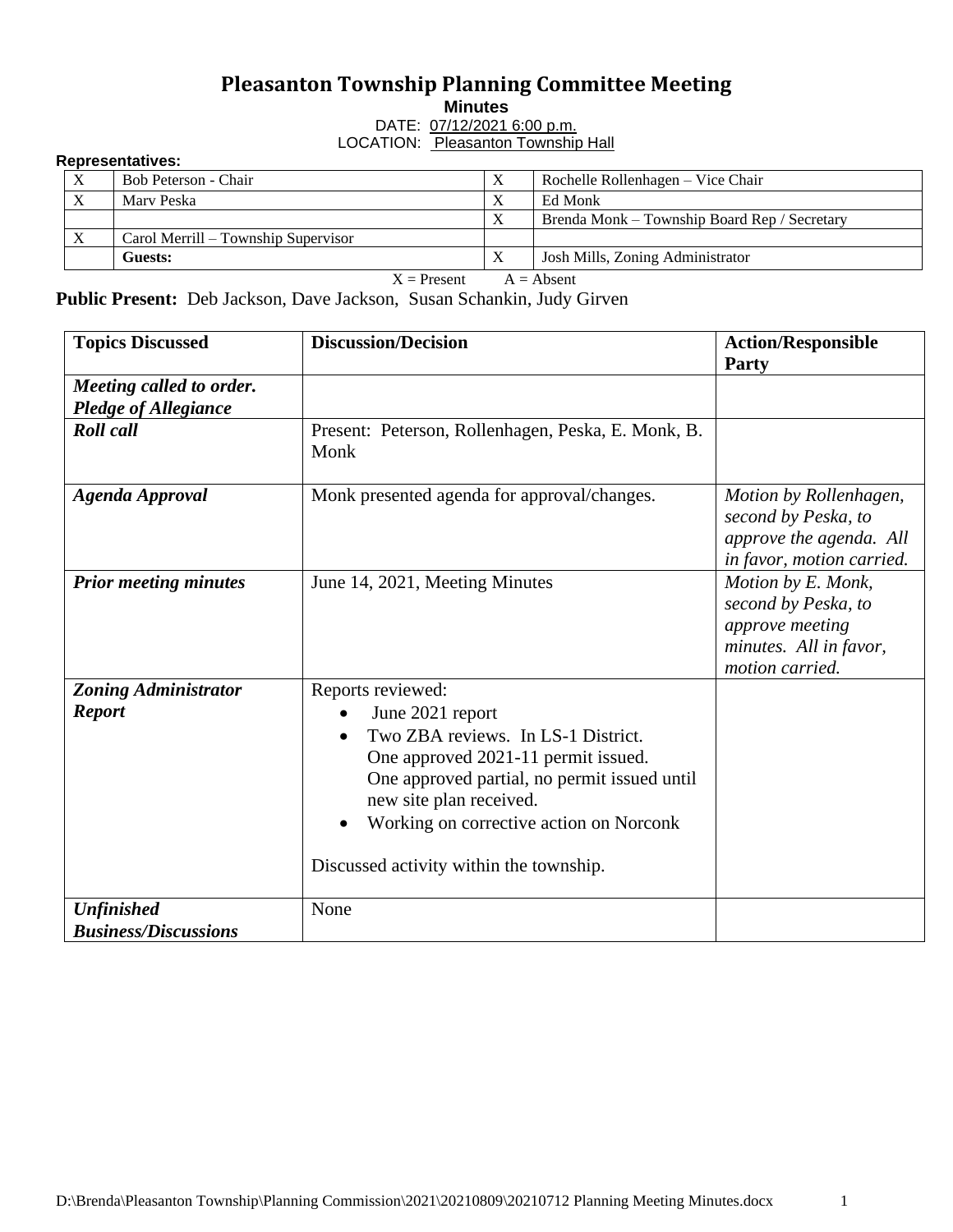# Pleasanton Township Planning Committee Meeting

**Minutes**

DATE: 07/12/2021 6:00 p.m.

LOCATION: Pleasanton Township Hall

**Representatives:**

| | | | |
|---|---|---|---|
| X | Bob Peterson - Chair | X | Rochelle Rollenhagen – Vice Chair |
| X | Marv Peska | X | Ed Monk |
| | | X | Brenda Monk – Township Board Rep / Secretary |
| X | Carol Merrill – Township Supervisor | | |
| | **Guests:** | X | Josh Mills, Zoning Administrator |

X = Present A = Absent

**Public Present:** Deb Jackson, Dave Jackson, Susan Schankin, Judy Girven

| Topics Discussed | Discussion/Decision | Action/Responsible Party |
|---|---|---|
| ***Meeting called to order. Pledge of Allegiance*** | | |
| ***Roll call*** | Present: Peterson, Rollenhagen, Peska, E. Monk, B. Monk | |
| ***Agenda Approval*** | Monk presented agenda for approval/changes. | *Motion by Rollenhagen, second by Peska, to approve the agenda. All in favor, motion carried.* |
| ***Prior meeting minutes*** | June 14, 2021, Meeting Minutes | *Motion by E. Monk, second by Peska, to approve meeting minutes. All in favor, motion carried.* |
| ***Zoning Administrator Report*** | Reports reviewed:<br>• June 2021 report<br>• Two ZBA reviews. In LS-1 District. One approved 2021-11 permit issued. One approved partial, no permit issued until new site plan received.<br>• Working on corrective action on Norconk<br><br>Discussed activity within the township. | |
| ***Unfinished Business/Discussions*** | None | |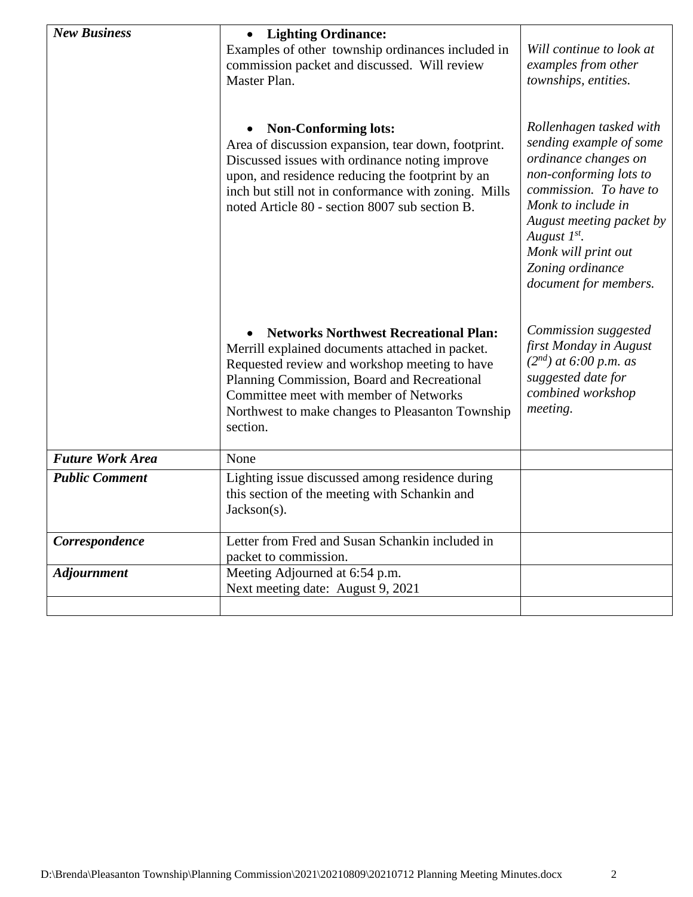| | | |
|---|---|---|
| ***New Business*** | • **Lighting Ordinance:** Examples of other township ordinances included in commission packet and discussed. Will review Master Plan.<br><br>• **Non-Conforming lots:** Area of discussion expansion, tear down, footprint. Discussed issues with ordinance noting improve upon, and residence reducing the footprint by an inch but still not in conformance with zoning. Mills noted Article 80 - section 8007 sub section B.<br><br>• **Networks Northwest Recreational Plan:** Merrill explained documents attached in packet. Requested review and workshop meeting to have Planning Commission, Board and Recreational Committee meet with member of Networks Northwest to make changes to Pleasanton Township section. | *Will continue to look at examples from other townships, entities.*<br><br>*Rollenhagen tasked with sending example of some ordinance changes on non-conforming lots to commission. To have to Monk to include in August meeting packet by August 1st.*<br>*Monk will print out Zoning ordinance document for members.*<br><br>*Commission suggested first Monday in August (2nd) at 6:00 p.m. as suggested date for combined workshop meeting.* |
| ***Future Work Area*** | None | |
| ***Public Comment*** | Lighting issue discussed among residence during this section of the meeting with Schankin and Jackson(s). | |
| ***Correspondence*** | Letter from Fred and Susan Schankin included in packet to commission. | |
| ***Adjournment*** | Meeting Adjourned at 6:54 p.m.<br>Next meeting date: August 9, 2021 | |
| | | |

D:\Brenda\Pleasanton Township\Planning Commission\2021\20210809\20210712 Planning Meeting Minutes.docx